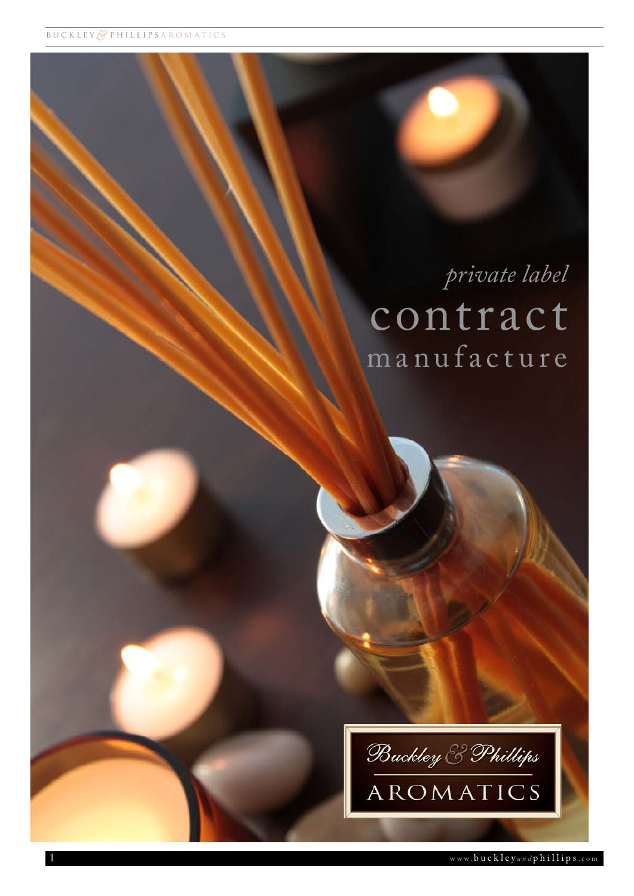*private label*

# contract manufacture

Buckley & Phillips

AROMATICS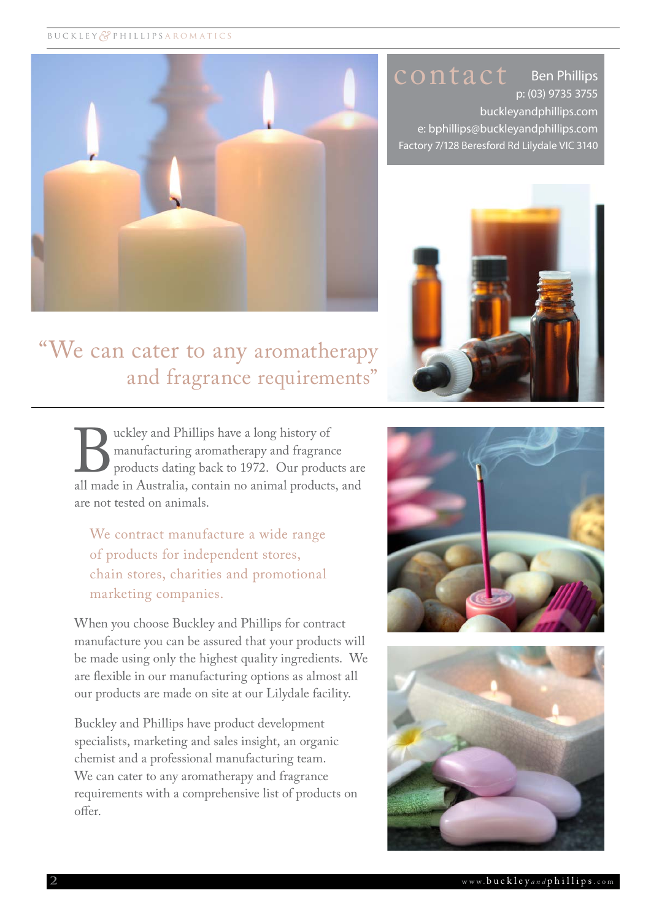## contact

Ben Phillips
p: (03) 9735 3755
buckleyandphillips.com
e: bphillips@buckleyandphillips.com
Factory 7/128 Beresford Rd Lilydale VIC 3140

"We can cater to any aromatherapy and fragrance requirements"

Buckley and Phillips have a long history of manufacturing aromatherapy and fragrance products dating back to 1972. Our products are all made in Australia, contain no animal products, and are not tested on animals.

We contract manufacture a wide range of products for independent stores, chain stores, charities and promotional marketing companies.

When you choose Buckley and Phillips for contract manufacture you can be assured that your products will be made using only the highest quality ingredients. We are flexible in our manufacturing options as almost all our products are made on site at our Lilydale facility.

Buckley and Phillips have product development specialists, marketing and sales insight, an organic chemist and a professional manufacturing team. We can cater to any aromatherapy and fragrance requirements with a comprehensive list of products on offer.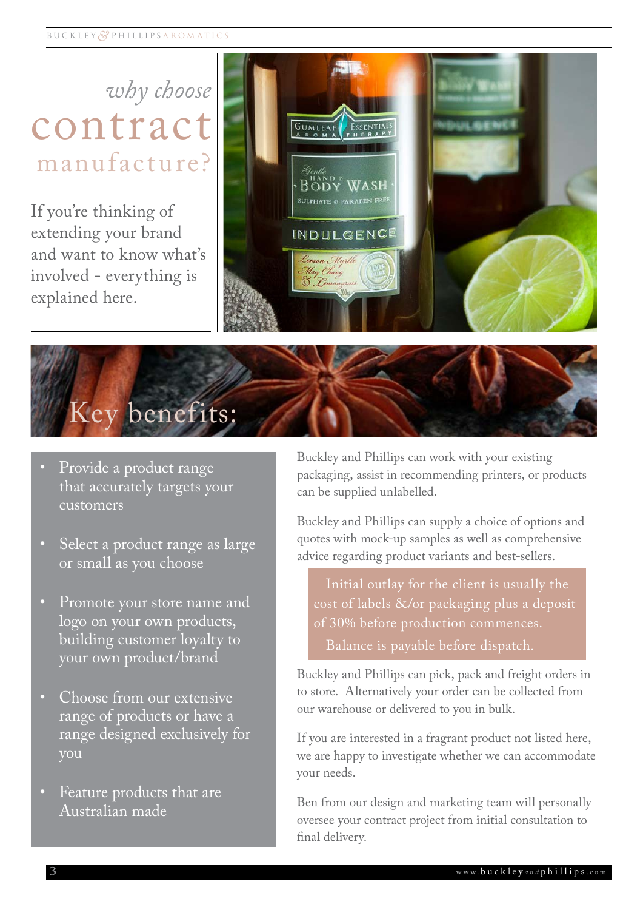# *why choose* contract manufacture?

If you're thinking of extending your brand and want to know what's involved - everything is explained here.

## Key benefits:

- Provide a product range that accurately targets your customers
- Select a product range as large or small as you choose
- Promote your store name and logo on your own products, building customer loyalty to your own product/brand
- Choose from our extensive range of products or have a range designed exclusively for you
- Feature products that are Australian made

Buckley and Phillips can work with your existing packaging, assist in recommending printers, or products can be supplied unlabelled.

Buckley and Phillips can supply a choice of options and quotes with mock-up samples as well as comprehensive advice regarding product variants and best-sellers.

> Initial outlay for the client is usually the cost of labels &/or packaging plus a deposit of 30% before production commences.
>
> Balance is payable before dispatch.

Buckley and Phillips can pick, pack and freight orders in to store. Alternatively your order can be collected from our warehouse or delivered to you in bulk.

If you are interested in a fragrant product not listed here, we are happy to investigate whether we can accommodate your needs.

Ben from our design and marketing team will personally oversee your contract project from initial consultation to final delivery.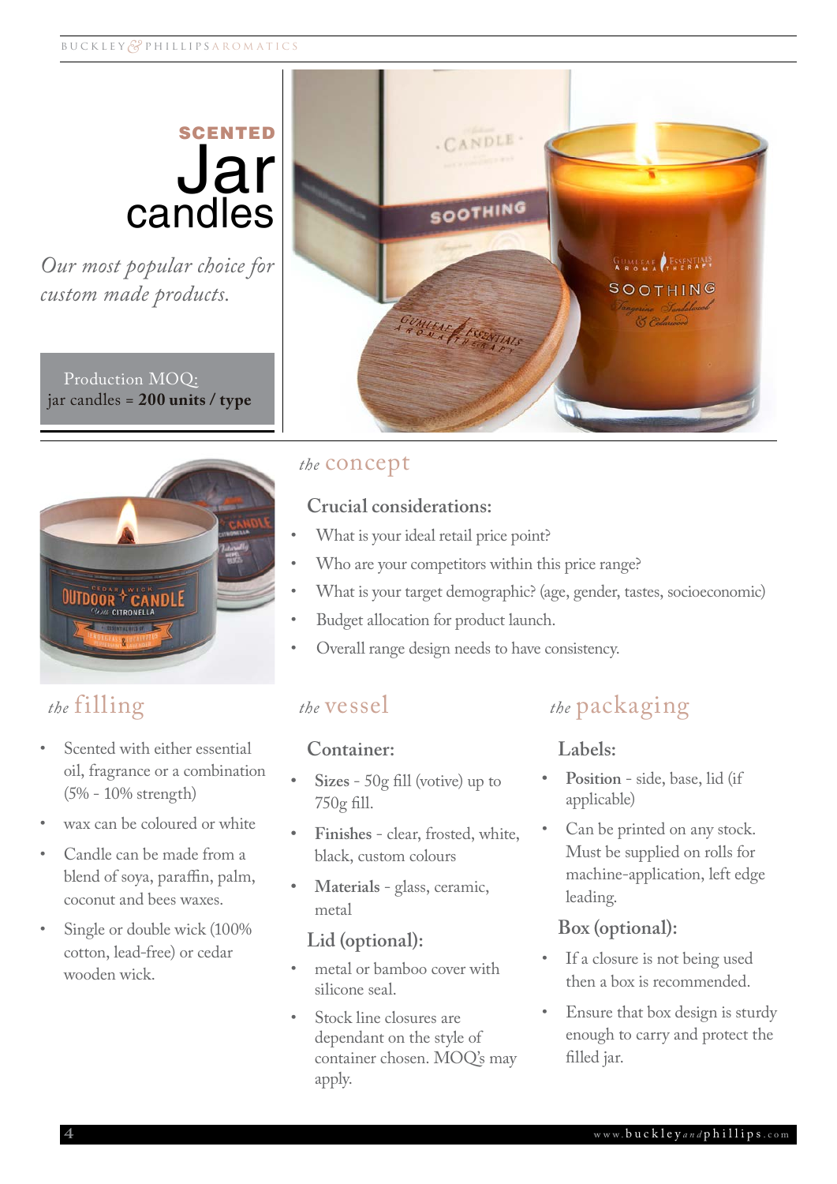# SCENTED Jar candles

*Our most popular choice for custom made products.*

Production MOQ:
jar candles = **200 units / type**

## *the* concept

### Crucial considerations:

- What is your ideal retail price point?
- Who are your competitors within this price range?
- What is your target demographic? (age, gender, tastes, socioeconomic)
- Budget allocation for product launch.
- Overall range design needs to have consistency.

## *the* filling

- Scented with either essential oil, fragrance or a combination (5% - 10% strength)
- wax can be coloured or white
- Candle can be made from a blend of soya, paraffin, palm, coconut and bees waxes.
- Single or double wick (100% cotton, lead-free) or cedar wooden wick.

## *the* vessel

### Container:

- **Sizes** - 50g fill (votive) up to 750g fill.
- **Finishes** - clear, frosted, white, black, custom colours
- **Materials** - glass, ceramic, metal

### Lid (optional):

- metal or bamboo cover with silicone seal.
- Stock line closures are dependant on the style of container chosen. MOQ's may apply.

## *the* packaging

### Labels:

- **Position** - side, base, lid (if applicable)
- Can be printed on any stock. Must be supplied on rolls for machine-application, left edge leading.

### Box (optional):

- If a closure is not being used then a box is recommended.
- Ensure that box design is sturdy enough to carry and protect the filled jar.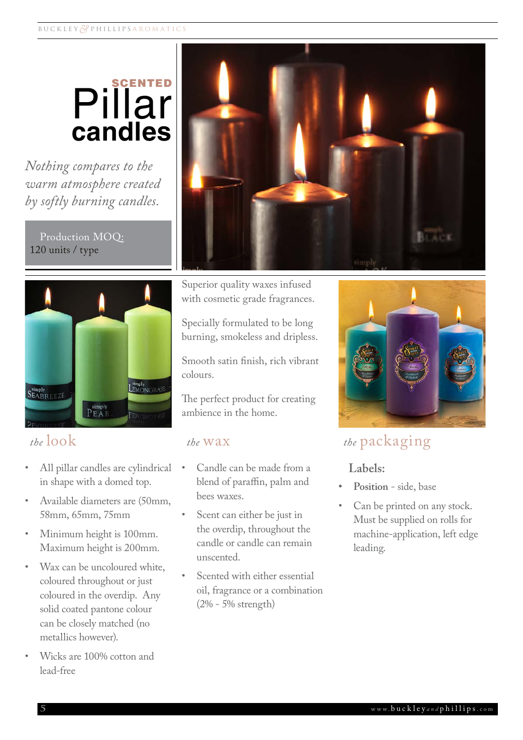# SCENTED Pillar candles

*Nothing compares to the warm atmosphere created by softly burning candles.*

Production MOQ:
120 units / type

Superior quality waxes infused with cosmetic grade fragrances.

Specially formulated to be long burning, smokeless and dripless.

Smooth satin finish, rich vibrant colours.

The perfect product for creating ambience in the home.

## *the* look

- All pillar candles are cylindrical in shape with a domed top.
- Available diameters are (50mm, 58mm, 65mm, 75mm
- Minimum height is 100mm. Maximum height is 200mm.
- Wax can be uncoloured white, coloured throughout or just coloured in the overdip. Any solid coated pantone colour can be closely matched (no metallics however).
- Wicks are 100% cotton and lead-free

## *the* wax

- Candle can be made from a blend of paraffin, palm and bees waxes.
- Scent can either be just in the overdip, throughout the candle or candle can remain unscented.
- Scented with either essential oil, fragrance or a combination (2% - 5% strength)

## *the* packaging

**Labels:**

- **Position** - side, base
- Can be printed on any stock. Must be supplied on rolls for machine-application, left edge leading.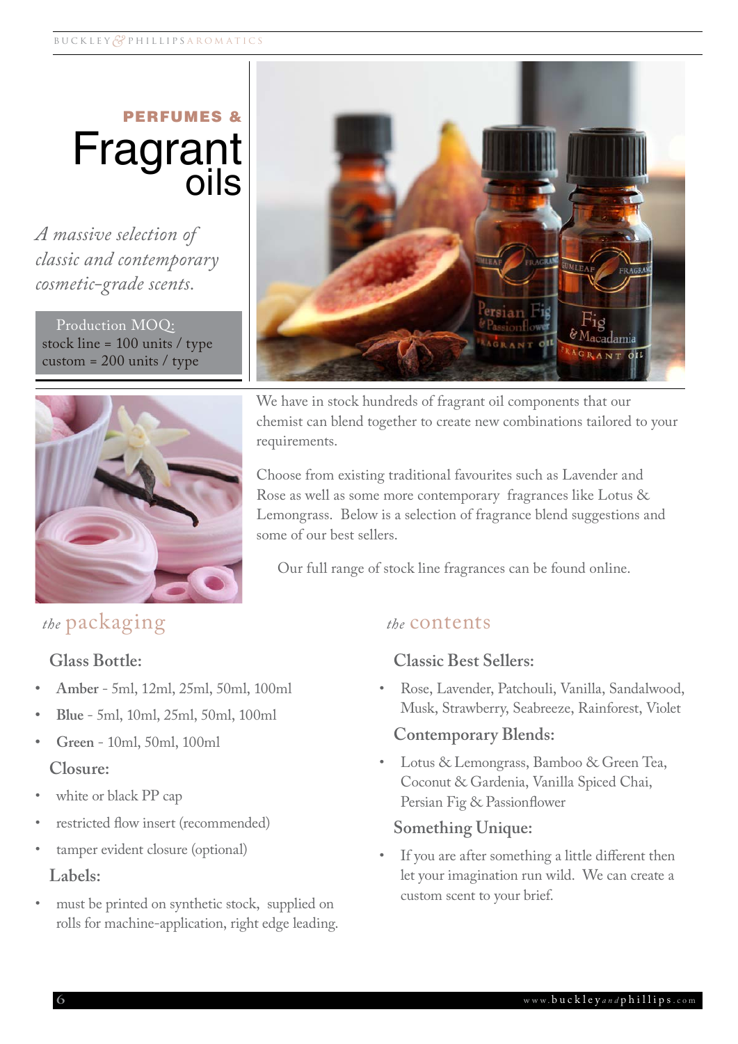# PERFUMES & Fragrant oils

*A massive selection of classic and contemporary cosmetic-grade scents.*

Production MOQ:
stock line = 100 units / type
custom = 200 units / type

We have in stock hundreds of fragrant oil components that our chemist can blend together to create new combinations tailored to your requirements.

Choose from existing traditional favourites such as Lavender and Rose as well as some more contemporary fragrances like Lotus & Lemongrass. Below is a selection of fragrance blend suggestions and some of our best sellers.

Our full range of stock line fragrances can be found online.

## *the* packaging

### Glass Bottle:

- **Amber** - 5ml, 12ml, 25ml, 50ml, 100ml
- **Blue** - 5ml, 10ml, 25ml, 50ml, 100ml
- **Green** - 10ml, 50ml, 100ml

### Closure:

- white or black PP cap
- restricted flow insert (recommended)
- tamper evident closure (optional)

### Labels:

- must be printed on synthetic stock, supplied on rolls for machine-application, right edge leading.

## *the* contents

### Classic Best Sellers:

- Rose, Lavender, Patchouli, Vanilla, Sandalwood, Musk, Strawberry, Seabreeze, Rainforest, Violet

### Contemporary Blends:

- Lotus & Lemongrass, Bamboo & Green Tea, Coconut & Gardenia, Vanilla Spiced Chai, Persian Fig & Passionflower

### Something Unique:

- If you are after something a little different then let your imagination run wild. We can create a custom scent to your brief.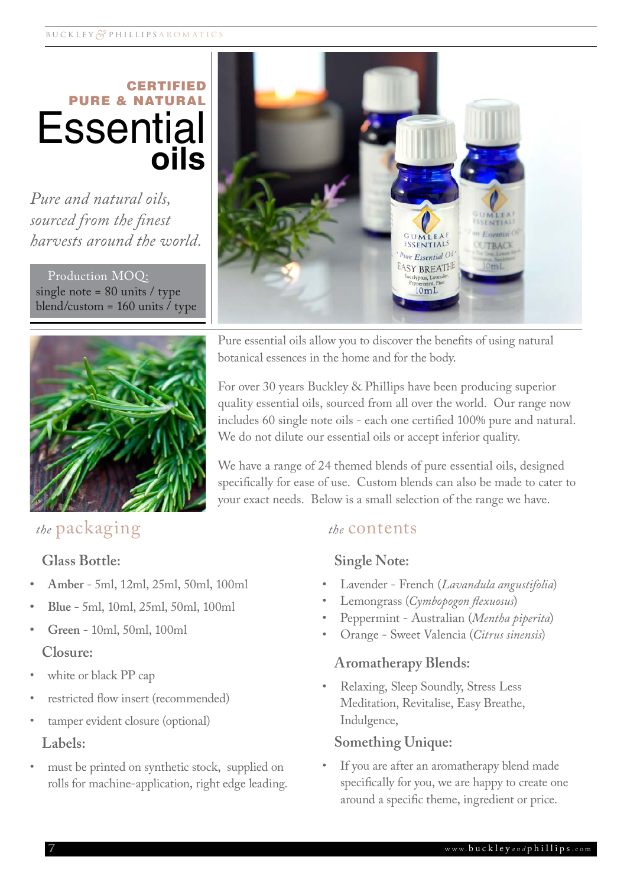**CERTIFIED PURE & NATURAL**

# Essential oils

*Pure and natural oils, sourced from the finest harvests around the world.*

Production MOQ:
single note = 80 units / type
blend/custom = 160 units / type

Pure essential oils allow you to discover the benefits of using natural botanical essences in the home and for the body.

For over 30 years Buckley & Phillips have been producing superior quality essential oils, sourced from all over the world. Our range now includes 60 single note oils - each one certified 100% pure and natural. We do not dilute our essential oils or accept inferior quality.

We have a range of 24 themed blends of pure essential oils, designed specifically for ease of use. Custom blends can also be made to cater to your exact needs. Below is a small selection of the range we have.

## *the* packaging

### Glass Bottle:

- **Amber** - 5ml, 12ml, 25ml, 50ml, 100ml
- **Blue** - 5ml, 10ml, 25ml, 50ml, 100ml
- **Green** - 10ml, 50ml, 100ml

### Closure:

- white or black PP cap
- restricted flow insert (recommended)
- tamper evident closure (optional)

### Labels:

- must be printed on synthetic stock, supplied on rolls for machine-application, right edge leading.

## *the* contents

### Single Note:

- Lavender - French (*Lavandula angustifolia*)
- Lemongrass (*Cymbopogon flexuosus*)
- Peppermint - Australian (*Mentha piperita*)
- Orange - Sweet Valencia (*Citrus sinensis*)

### Aromatherapy Blends:

- Relaxing, Sleep Soundly, Stress Less Meditation, Revitalise, Easy Breathe, Indulgence,

### Something Unique:

- If you are after an aromatherapy blend made specifically for you, we are happy to create one around a specific theme, ingredient or price.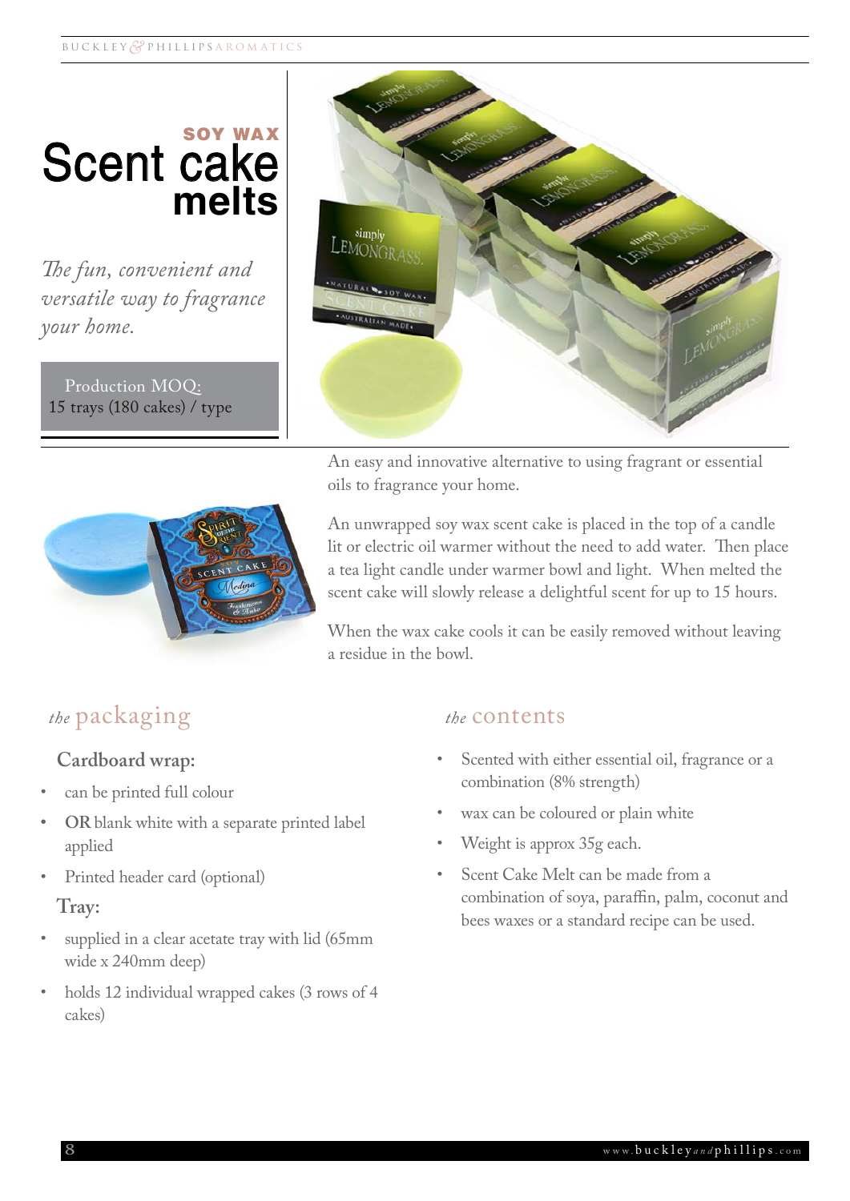# SOY WAX Scent cake melts

*The fun, convenient and versatile way to fragrance your home.*

Production MOQ:
15 trays (180 cakes) / type

An easy and innovative alternative to using fragrant or essential oils to fragrance your home.

An unwrapped soy wax scent cake is placed in the top of a candle lit or electric oil warmer without the need to add water. Then place a tea light candle under warmer bowl and light. When melted the scent cake will slowly release a delightful scent for up to 15 hours.

When the wax cake cools it can be easily removed without leaving a residue in the bowl.

## *the* packaging

### Cardboard wrap:

- can be printed full colour
- **OR** blank white with a separate printed label applied
- Printed header card (optional)

### Tray:

- supplied in a clear acetate tray with lid (65mm wide x 240mm deep)
- holds 12 individual wrapped cakes (3 rows of 4 cakes)

## *the* contents

- Scented with either essential oil, fragrance or a combination (8% strength)
- wax can be coloured or plain white
- Weight is approx 35g each.
- Scent Cake Melt can be made from a combination of soya, paraffin, palm, coconut and bees waxes or a standard recipe can be used.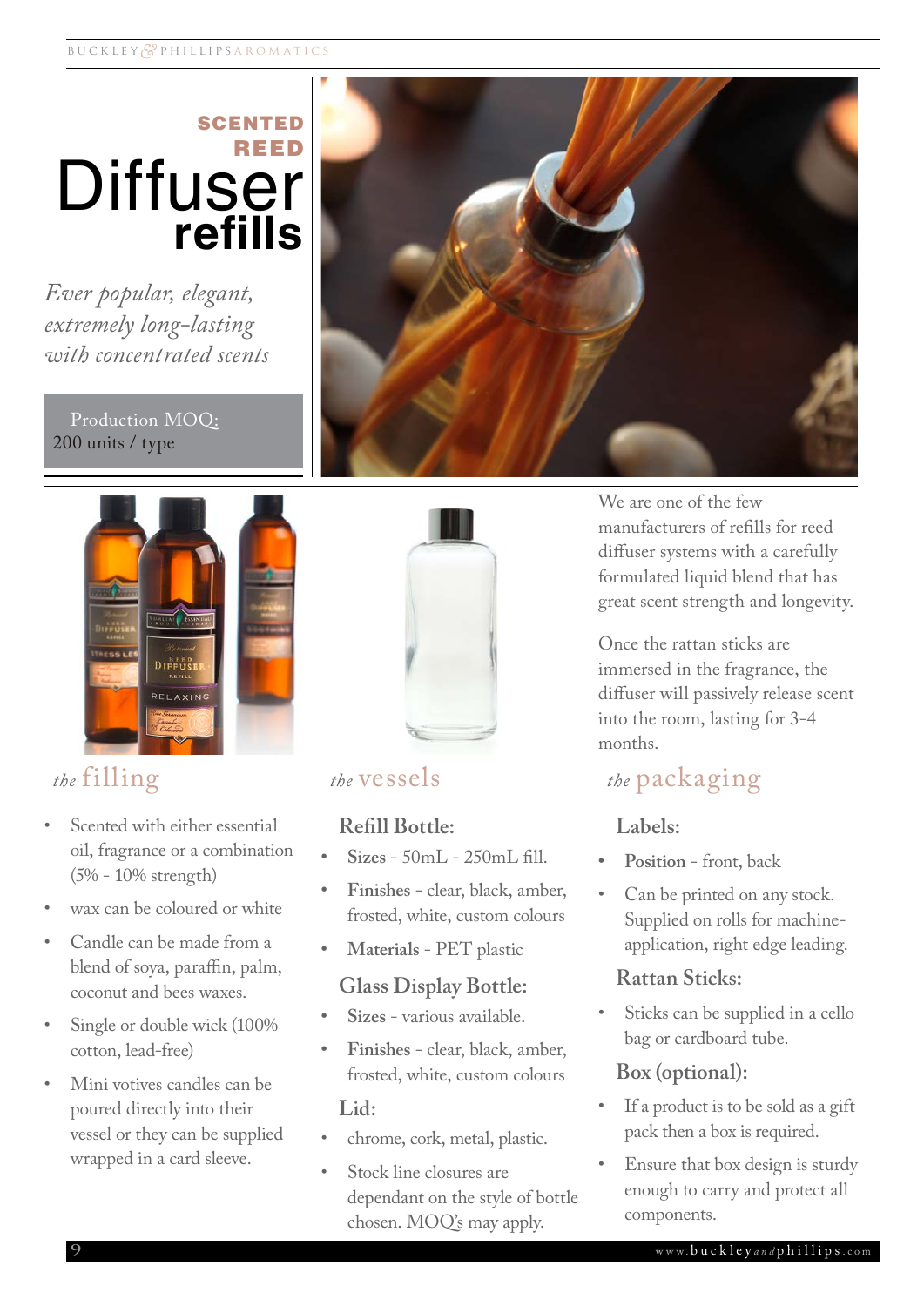# SCENTED REED Diffuser refills

*Ever popular, elegant, extremely long-lasting with concentrated scents*

Production MOQ:
200 units / type

We are one of the few manufacturers of refills for reed diffuser systems with a carefully formulated liquid blend that has great scent strength and longevity.

Once the rattan sticks are immersed in the fragrance, the diffuser will passively release scent into the room, lasting for 3-4 months.

## *the* filling

- Scented with either essential oil, fragrance or a combination (5% - 10% strength)
- wax can be coloured or white
- Candle can be made from a blend of soya, paraffin, palm, coconut and bees waxes.
- Single or double wick (100% cotton, lead-free)
- Mini votives candles can be poured directly into their vessel or they can be supplied wrapped in a card sleeve.

## *the* vessels

### Refill Bottle:

- **Sizes** - 50mL - 250mL fill.
- **Finishes** - clear, black, amber, frosted, white, custom colours
- **Materials** - PET plastic

### Glass Display Bottle:

- **Sizes** - various available.
- **Finishes** - clear, black, amber, frosted, white, custom colours

### Lid:

- chrome, cork, metal, plastic.
- Stock line closures are dependant on the style of bottle chosen. MOQ's may apply.

## *the* packaging

### Labels:

- **Position** - front, back
- Can be printed on any stock. Supplied on rolls for machine-application, right edge leading.

### Rattan Sticks:

- Sticks can be supplied in a cello bag or cardboard tube.

### Box (optional):

- If a product is to be sold as a gift pack then a box is required.
- Ensure that box design is sturdy enough to carry and protect all components.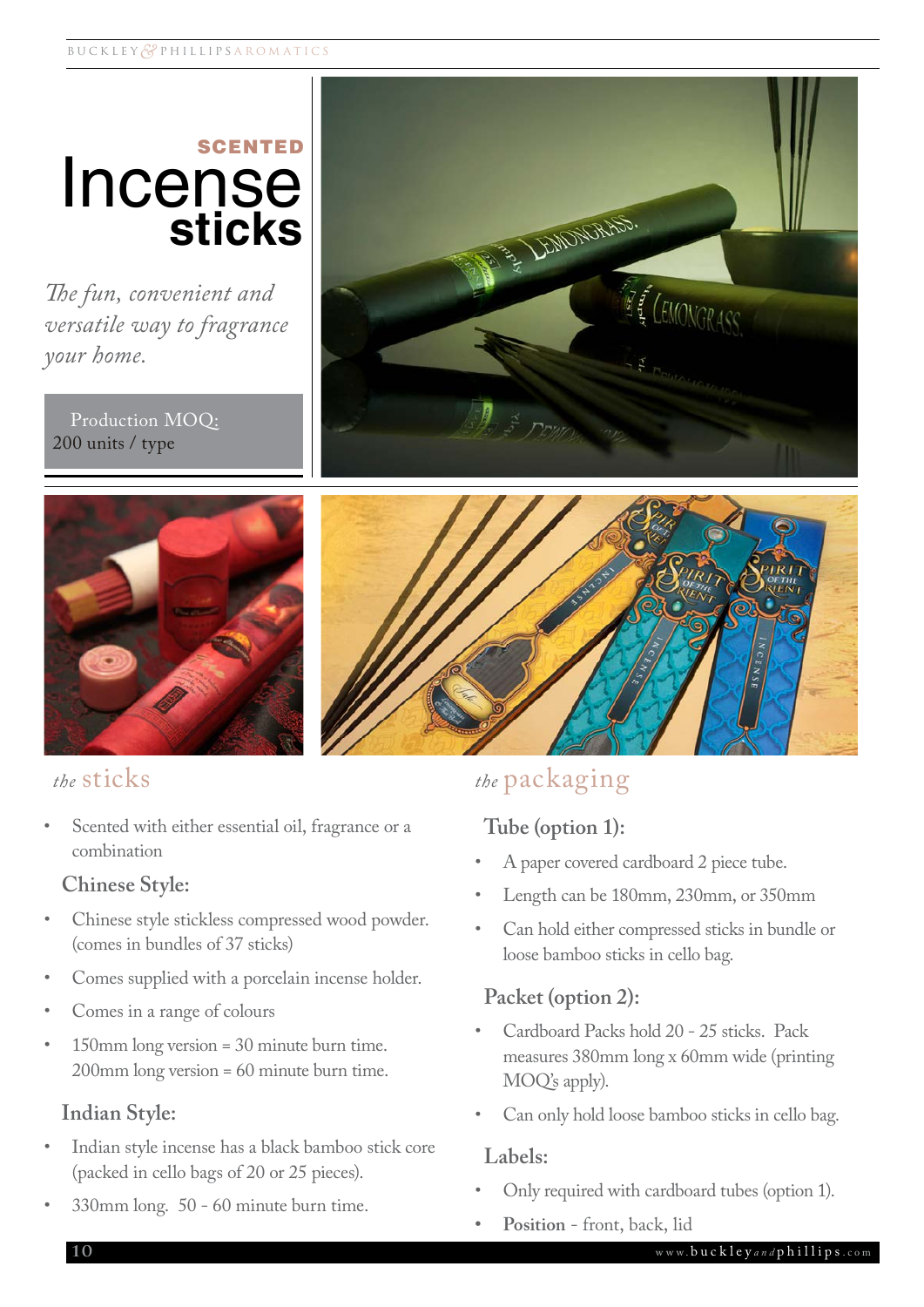# SCENTED Incense sticks

*The fun, convenient and versatile way to fragrance your home.*

Production MOQ:
200 units / type

## *the* sticks

- Scented with either essential oil, fragrance or a combination

### Chinese Style:

- Chinese style stickless compressed wood powder. (comes in bundles of 37 sticks)
- Comes supplied with a porcelain incense holder.
- Comes in a range of colours
- 150mm long version = 30 minute burn time.
  200mm long version = 60 minute burn time.

### Indian Style:

- Indian style incense has a black bamboo stick core (packed in cello bags of 20 or 25 pieces).
- 330mm long. 50 - 60 minute burn time.

## *the* packaging

### Tube (option 1):

- A paper covered cardboard 2 piece tube.
- Length can be 180mm, 230mm, or 350mm
- Can hold either compressed sticks in bundle or loose bamboo sticks in cello bag.

### Packet (option 2):

- Cardboard Packs hold 20 - 25 sticks. Pack measures 380mm long x 60mm wide (printing MOQ's apply).
- Can only hold loose bamboo sticks in cello bag.

### Labels:

- Only required with cardboard tubes (option 1).
- **Position** - front, back, lid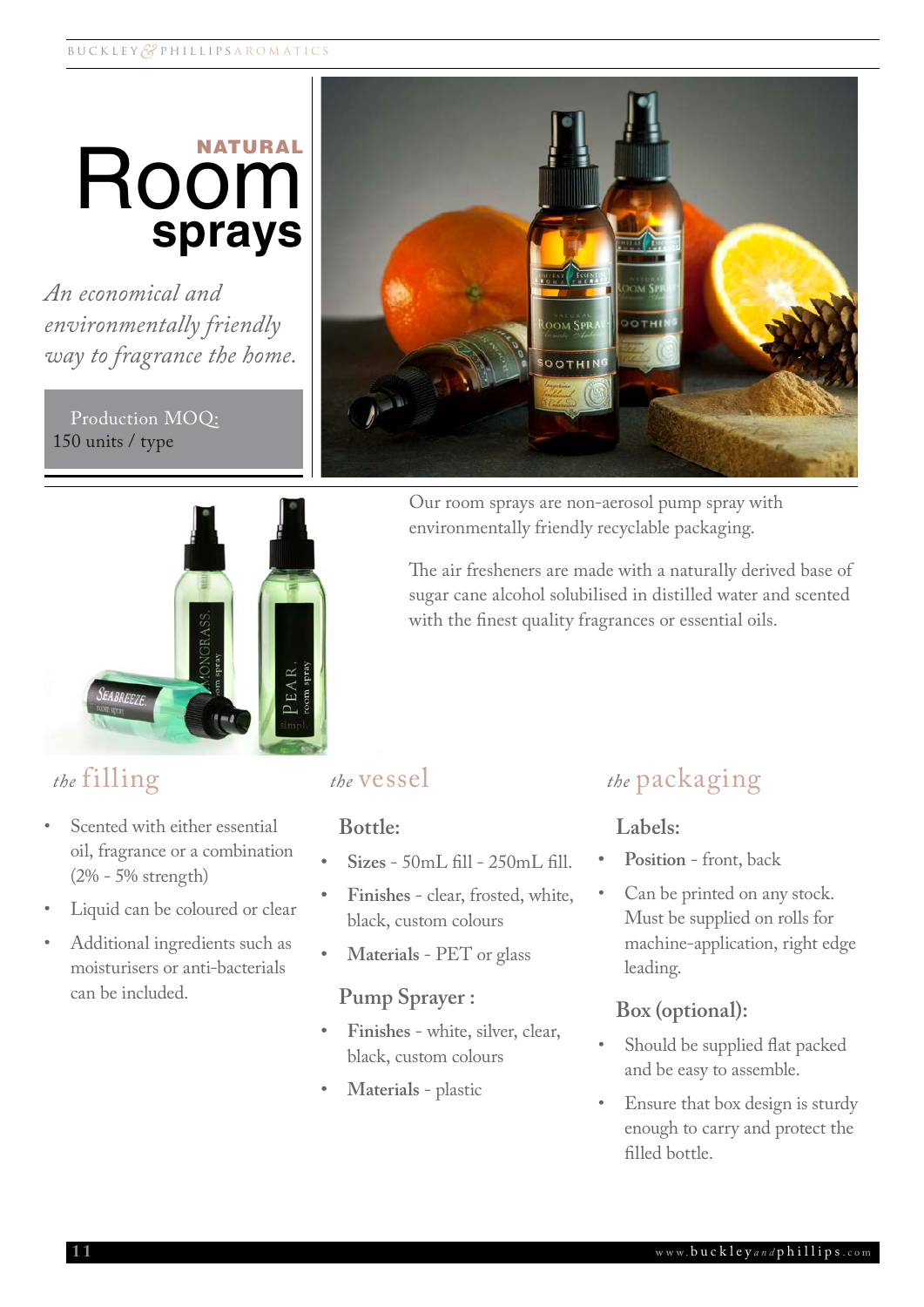# NATURAL Room sprays

*An economical and environmentally friendly way to fragrance the home.*

Production MOQ:
150 units / type

Our room sprays are non-aerosol pump spray with environmentally friendly recyclable packaging.

The air fresheners are made with a naturally derived base of sugar cane alcohol solubilised in distilled water and scented with the finest quality fragrances or essential oils.

## *the* filling

- Scented with either essential oil, fragrance or a combination (2% - 5% strength)
- Liquid can be coloured or clear
- Additional ingredients such as moisturisers or anti-bacterials can be included.

## *the* vessel

### Bottle:

- **Sizes** - 50mL fill - 250mL fill.
- **Finishes** - clear, frosted, white, black, custom colours
- **Materials** - PET or glass

### Pump Sprayer :

- **Finishes** - white, silver, clear, black, custom colours
- **Materials** - plastic

## *the* packaging

### Labels:

- **Position** - front, back
- Can be printed on any stock. Must be supplied on rolls for machine-application, right edge leading.

### Box (optional):

- Should be supplied flat packed and be easy to assemble.
- Ensure that box design is sturdy enough to carry and protect the filled bottle.